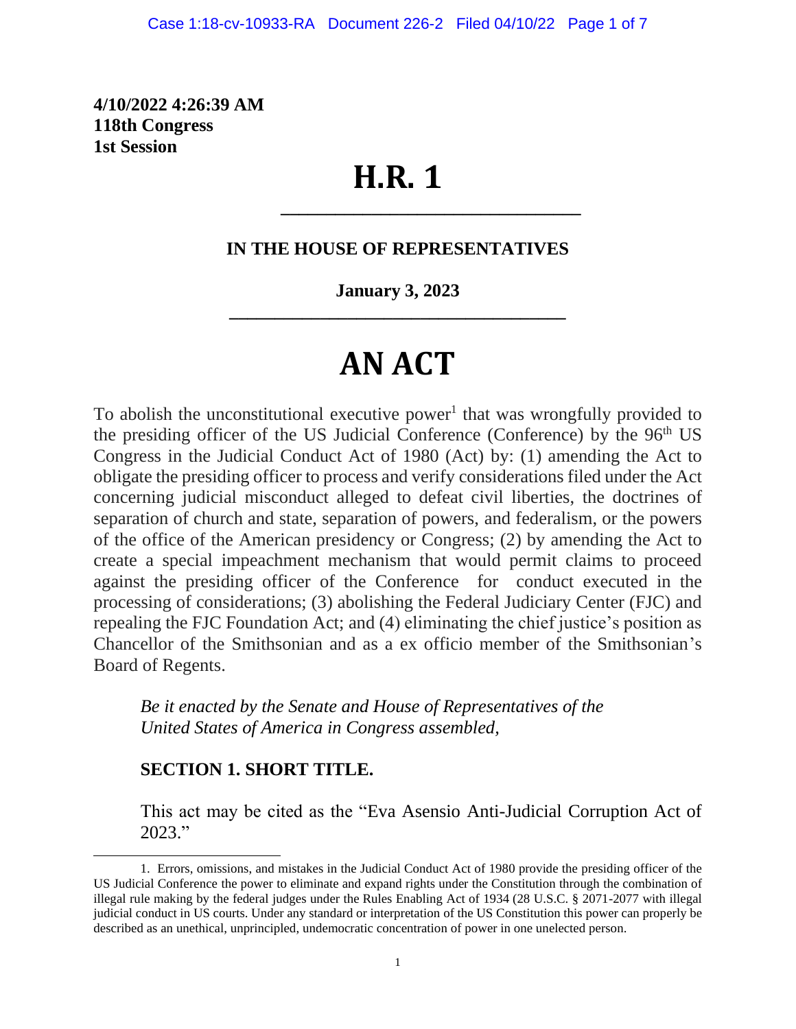**4/10/2022 4:26:39 AM**
**118th Congress**
**1st Session**

# H.R. 1

---

**IN THE HOUSE OF REPRESENTATIVES**

**January 3, 2023**

---

# AN ACT

To abolish the unconstitutional executive power[1] that was wrongfully provided to the presiding officer of the US Judicial Conference (Conference) by the 96th US Congress in the Judicial Conduct Act of 1980 (Act) by: (1) amending the Act to obligate the presiding officer to process and verify considerations filed under the Act concerning judicial misconduct alleged to defeat civil liberties, the doctrines of separation of church and state, separation of powers, and federalism, or the powers of the office of the American presidency or Congress; (2) by amending the Act to create a special impeachment mechanism that would permit claims to proceed against the presiding officer of the Conference for conduct executed in the processing of considerations; (3) abolishing the Federal Judiciary Center (FJC) and repealing the FJC Foundation Act; and (4) eliminating the chief justice's position as Chancellor of the Smithsonian and as a ex officio member of the Smithsonian's Board of Regents.

*Be it enacted by the Senate and House of Representatives of the United States of America in Congress assembled,*

**SECTION 1. SHORT TITLE.**

This act may be cited as the "Eva Asensio Anti-Judicial Corruption Act of 2023."

---

1. Errors, omissions, and mistakes in the Judicial Conduct Act of 1980 provide the presiding officer of the US Judicial Conference the power to eliminate and expand rights under the Constitution through the combination of illegal rule making by the federal judges under the Rules Enabling Act of 1934 (28 U.S.C. § 2071-2077 with illegal judicial conduct in US courts. Under any standard or interpretation of the US Constitution this power can properly be described as an unethical, unprincipled, undemocratic concentration of power in one unelected person.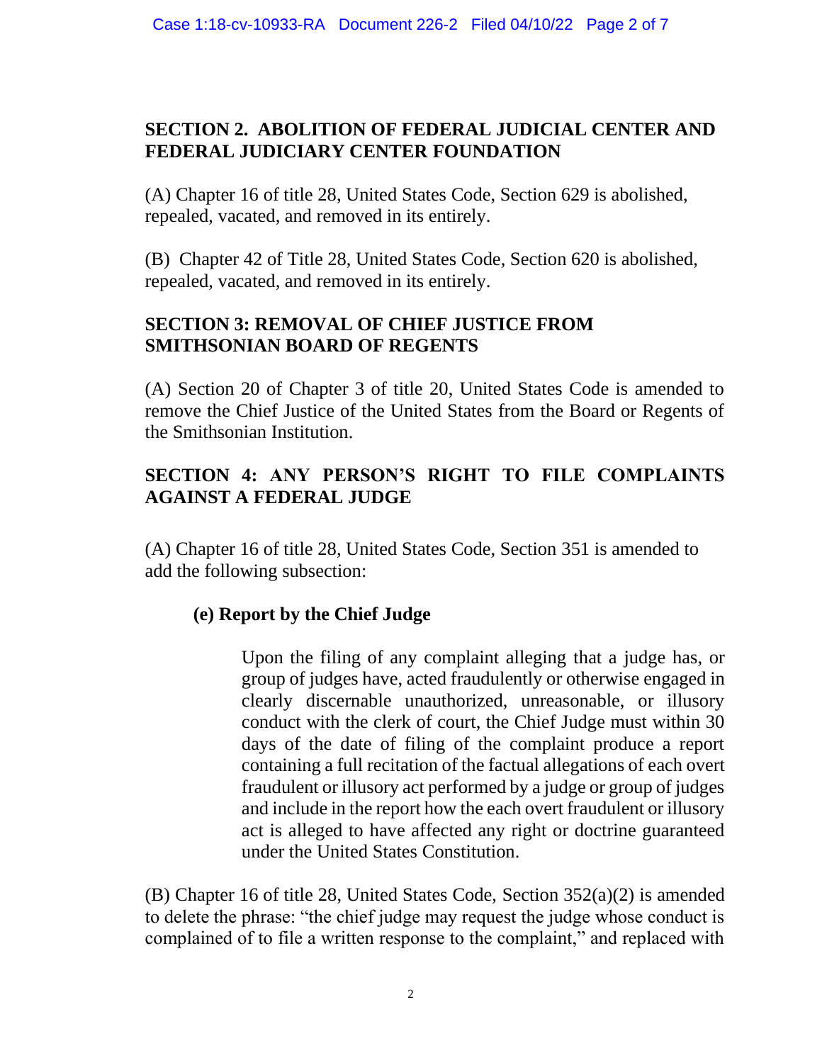## SECTION 2. ABOLITION OF FEDERAL JUDICIAL CENTER AND FEDERAL JUDICIARY CENTER FOUNDATION

(A) Chapter 16 of title 28, United States Code, Section 629 is abolished, repealed, vacated, and removed in its entirely.

(B) Chapter 42 of Title 28, United States Code, Section 620 is abolished, repealed, vacated, and removed in its entirely.

## SECTION 3: REMOVAL OF CHIEF JUSTICE FROM SMITHSONIAN BOARD OF REGENTS

(A) Section 20 of Chapter 3 of title 20, United States Code is amended to remove the Chief Justice of the United States from the Board or Regents of the Smithsonian Institution.

## SECTION 4: ANY PERSON'S RIGHT TO FILE COMPLAINTS AGAINST A FEDERAL JUDGE

(A) Chapter 16 of title 28, United States Code, Section 351 is amended to add the following subsection:

> **(e) Report by the Chief Judge**
>
> Upon the filing of any complaint alleging that a judge has, or group of judges have, acted fraudulently or otherwise engaged in clearly discernable unauthorized, unreasonable, or illusory conduct with the clerk of court, the Chief Judge must within 30 days of the date of filing of the complaint produce a report containing a full recitation of the factual allegations of each overt fraudulent or illusory act performed by a judge or group of judges and include in the report how the each overt fraudulent or illusory act is alleged to have affected any right or doctrine guaranteed under the United States Constitution.

(B) Chapter 16 of title 28, United States Code, Section 352(a)(2) is amended to delete the phrase: "the chief judge may request the judge whose conduct is complained of to file a written response to the complaint," and replaced with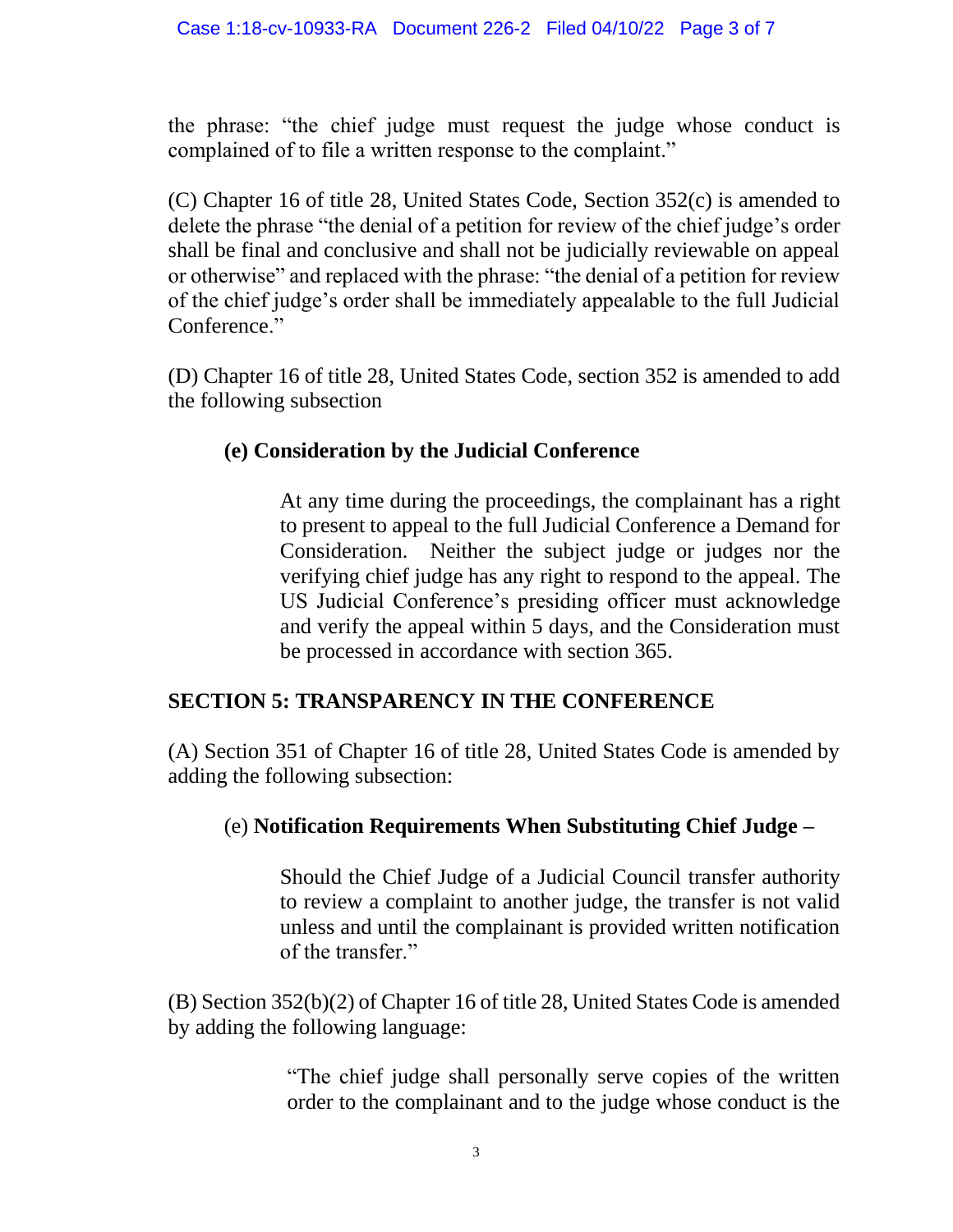the phrase: "the chief judge must request the judge whose conduct is complained of to file a written response to the complaint."

(C) Chapter 16 of title 28, United States Code, Section 352(c) is amended to delete the phrase "the denial of a petition for review of the chief judge's order shall be final and conclusive and shall not be judicially reviewable on appeal or otherwise" and replaced with the phrase: "the denial of a petition for review of the chief judge's order shall be immediately appealable to the full Judicial Conference."

(D) Chapter 16 of title 28, United States Code, section 352 is amended to add the following subsection

> **(e) Consideration by the Judicial Conference**
>
> At any time during the proceedings, the complainant has a right to present to appeal to the full Judicial Conference a Demand for Consideration. Neither the subject judge or judges nor the verifying chief judge has any right to respond to the appeal. The US Judicial Conference's presiding officer must acknowledge and verify the appeal within 5 days, and the Consideration must be processed in accordance with section 365.

## SECTION 5: TRANSPARENCY IN THE CONFERENCE

(A) Section 351 of Chapter 16 of title 28, United States Code is amended by adding the following subsection:

> (e) **Notification Requirements When Substituting Chief Judge –**
>
> Should the Chief Judge of a Judicial Council transfer authority to review a complaint to another judge, the transfer is not valid unless and until the complainant is provided written notification of the transfer."

(B) Section 352(b)(2) of Chapter 16 of title 28, United States Code is amended by adding the following language:

> "The chief judge shall personally serve copies of the written order to the complainant and to the judge whose conduct is the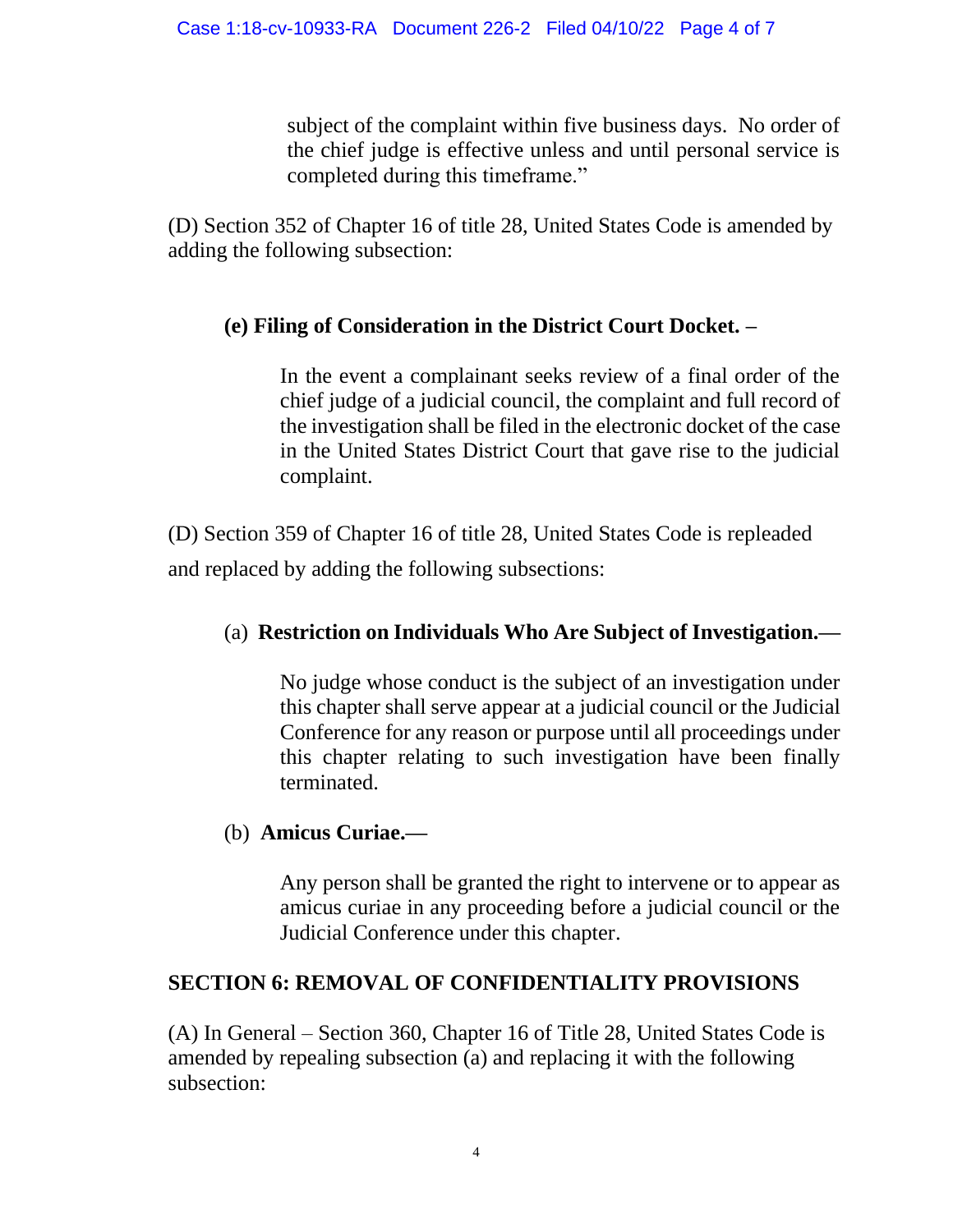subject of the complaint within five business days. No order of the chief judge is effective unless and until personal service is completed during this timeframe."

(D) Section 352 of Chapter 16 of title 28, United States Code is amended by adding the following subsection:

**(e) Filing of Consideration in the District Court Docket. –**

In the event a complainant seeks review of a final order of the chief judge of a judicial council, the complaint and full record of the investigation shall be filed in the electronic docket of the case in the United States District Court that gave rise to the judicial complaint.

(D) Section 359 of Chapter 16 of title 28, United States Code is repleaded and replaced by adding the following subsections:

(a) **Restriction on Individuals Who Are Subject of Investigation.—**

No judge whose conduct is the subject of an investigation under this chapter shall serve appear at a judicial council or the Judicial Conference for any reason or purpose until all proceedings under this chapter relating to such investigation have been finally terminated.

(b) **Amicus Curiae.—**

Any person shall be granted the right to intervene or to appear as amicus curiae in any proceeding before a judicial council or the Judicial Conference under this chapter.

**SECTION 6: REMOVAL OF CONFIDENTIALITY PROVISIONS**

(A) In General – Section 360, Chapter 16 of Title 28, United States Code is amended by repealing subsection (a) and replacing it with the following subsection: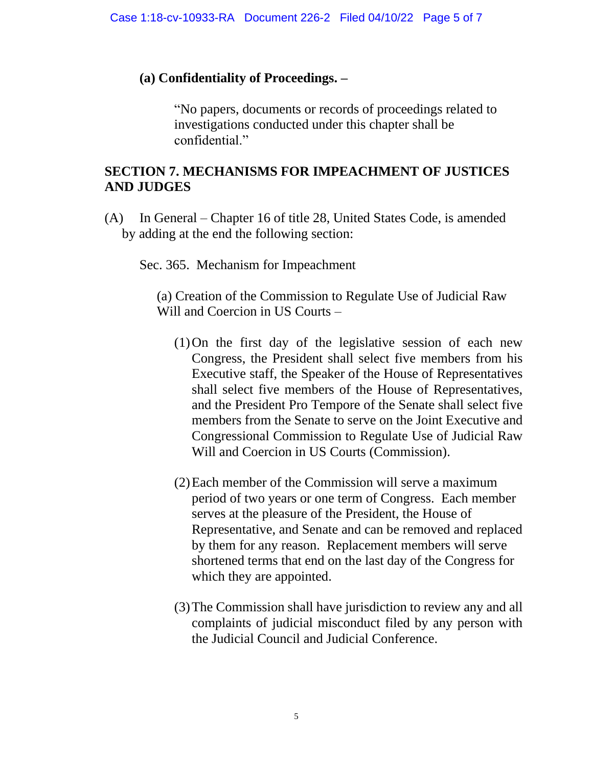**(a) Confidentiality of Proceedings. –**

> "No papers, documents or records of proceedings related to investigations conducted under this chapter shall be confidential."

## SECTION 7. MECHANISMS FOR IMPEACHMENT OF JUSTICES AND JUDGES

(A) In General – Chapter 16 of title 28, United States Code, is amended by adding at the end the following section:

Sec. 365. Mechanism for Impeachment

(a) Creation of the Commission to Regulate Use of Judicial Raw Will and Coercion in US Courts –

(1) On the first day of the legislative session of each new Congress, the President shall select five members from his Executive staff, the Speaker of the House of Representatives shall select five members of the House of Representatives, and the President Pro Tempore of the Senate shall select five members from the Senate to serve on the Joint Executive and Congressional Commission to Regulate Use of Judicial Raw Will and Coercion in US Courts (Commission).

(2) Each member of the Commission will serve a maximum period of two years or one term of Congress. Each member serves at the pleasure of the President, the House of Representative, and Senate and can be removed and replaced by them for any reason. Replacement members will serve shortened terms that end on the last day of the Congress for which they are appointed.

(3) The Commission shall have jurisdiction to review any and all complaints of judicial misconduct filed by any person with the Judicial Council and Judicial Conference.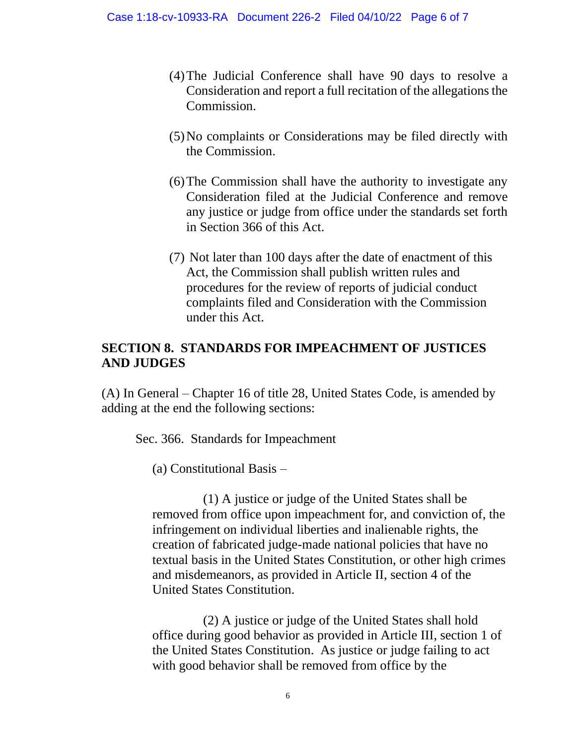(4) The Judicial Conference shall have 90 days to resolve a Consideration and report a full recitation of the allegations the Commission.

(5) No complaints or Considerations may be filed directly with the Commission.

(6) The Commission shall have the authority to investigate any Consideration filed at the Judicial Conference and remove any justice or judge from office under the standards set forth in Section 366 of this Act.

(7) Not later than 100 days after the date of enactment of this Act, the Commission shall publish written rules and procedures for the review of reports of judicial conduct complaints filed and Consideration with the Commission under this Act.

## SECTION 8. STANDARDS FOR IMPEACHMENT OF JUSTICES AND JUDGES

(A) In General – Chapter 16 of title 28, United States Code, is amended by adding at the end the following sections:

Sec. 366. Standards for Impeachment

(a) Constitutional Basis –

(1) A justice or judge of the United States shall be removed from office upon impeachment for, and conviction of, the infringement on individual liberties and inalienable rights, the creation of fabricated judge-made national policies that have no textual basis in the United States Constitution, or other high crimes and misdemeanors, as provided in Article II, section 4 of the United States Constitution.

(2) A justice or judge of the United States shall hold office during good behavior as provided in Article III, section 1 of the United States Constitution. As justice or judge failing to act with good behavior shall be removed from office by the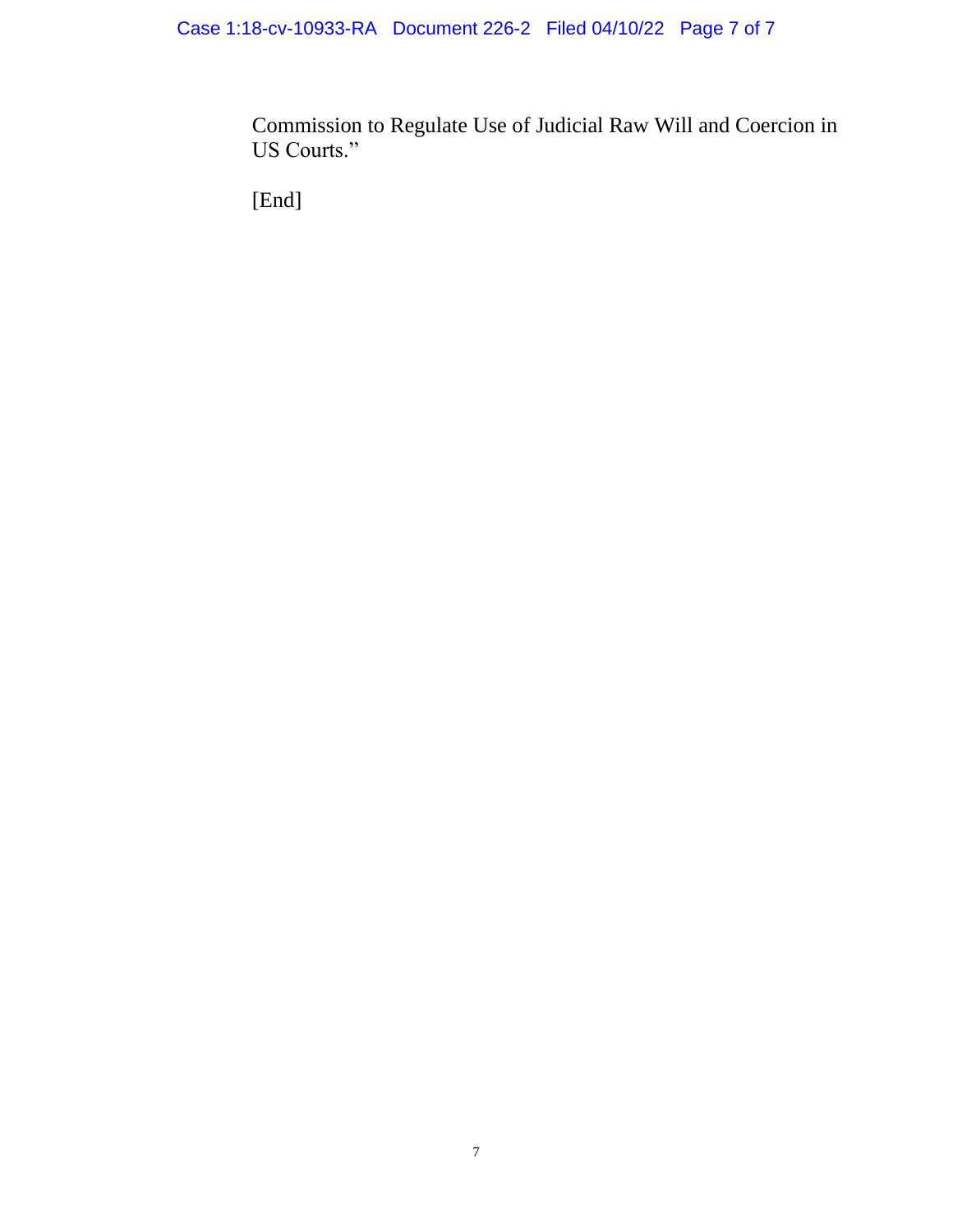Commission to Regulate Use of Judicial Raw Will and Coercion in US Courts."

[End]